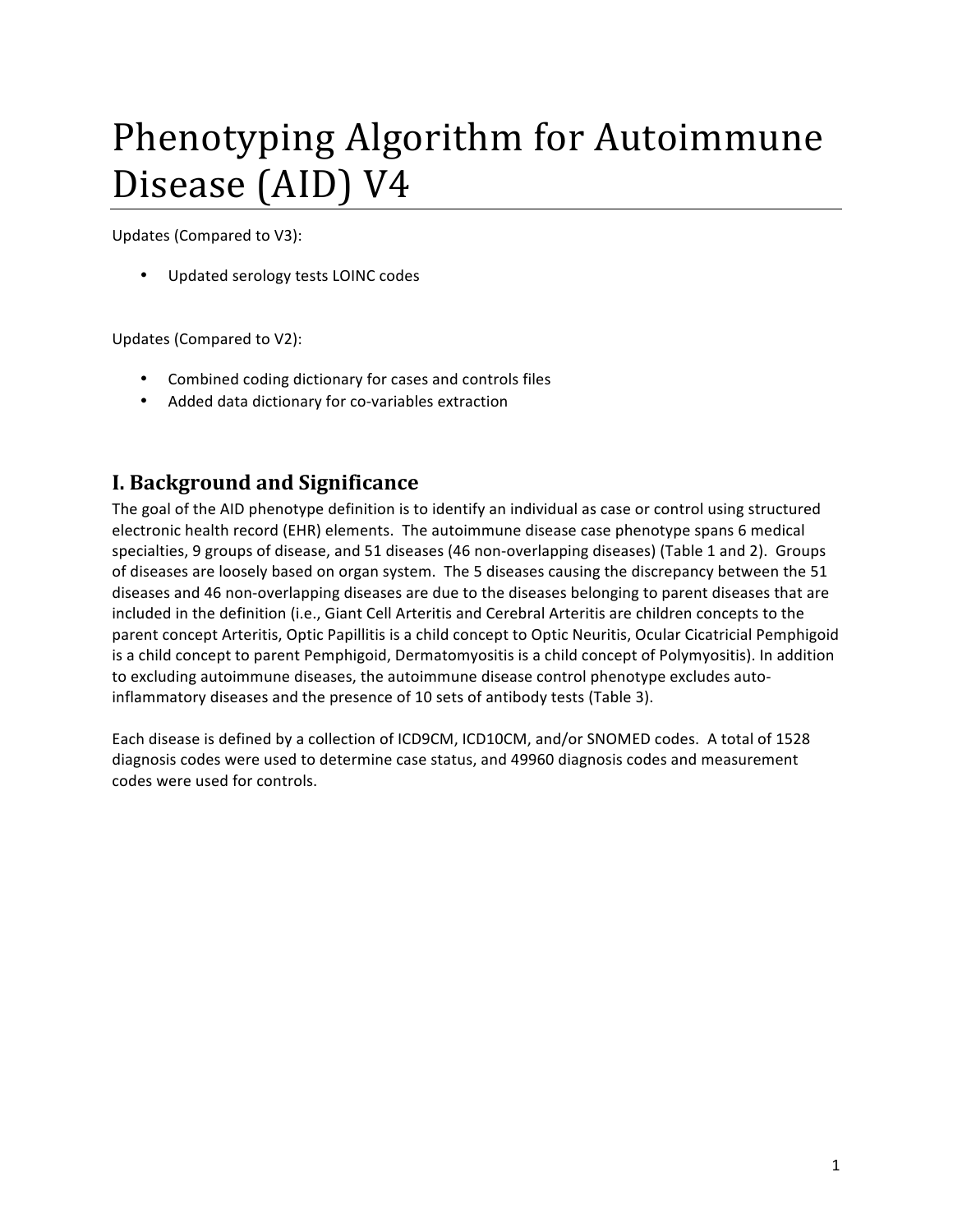# Phenotyping Algorithm for Autoimmune Disease (AID) V4

Updates (Compared to V3):

- Updated serology tests LOINC codes

Updates (Compared to V2):

- Combined coding dictionary for cases and controls files
- Added data dictionary for co-variables extraction

## I. Background and Significance

The goal of the AID phenotype definition is to identify an individual as case or control using structured electronic health record (EHR) elements. The autoimmune disease case phenotype spans 6 medical specialties, 9 groups of disease, and 51 diseases (46 non-overlapping diseases) (Table 1 and 2). Groups of diseases are loosely based on organ system. The 5 diseases causing the discrepancy between the 51 diseases and 46 non-overlapping diseases are due to the diseases belonging to parent diseases that are included in the definition (i.e., Giant Cell Arteritis and Cerebral Arteritis are children concepts to the parent concept Arteritis, Optic Papillitis is a child concept to Optic Neuritis, Ocular Cicatricial Pemphigoid is a child concept to parent Pemphigoid, Dermatomyositis is a child concept of Polymyositis). In addition to excluding autoimmune diseases, the autoimmune disease control phenotype excludes auto-inflammatory diseases and the presence of 10 sets of antibody tests (Table 3).

Each disease is defined by a collection of ICD9CM, ICD10CM, and/or SNOMED codes. A total of 1528 diagnosis codes were used to determine case status, and 49960 diagnosis codes and measurement codes were used for controls.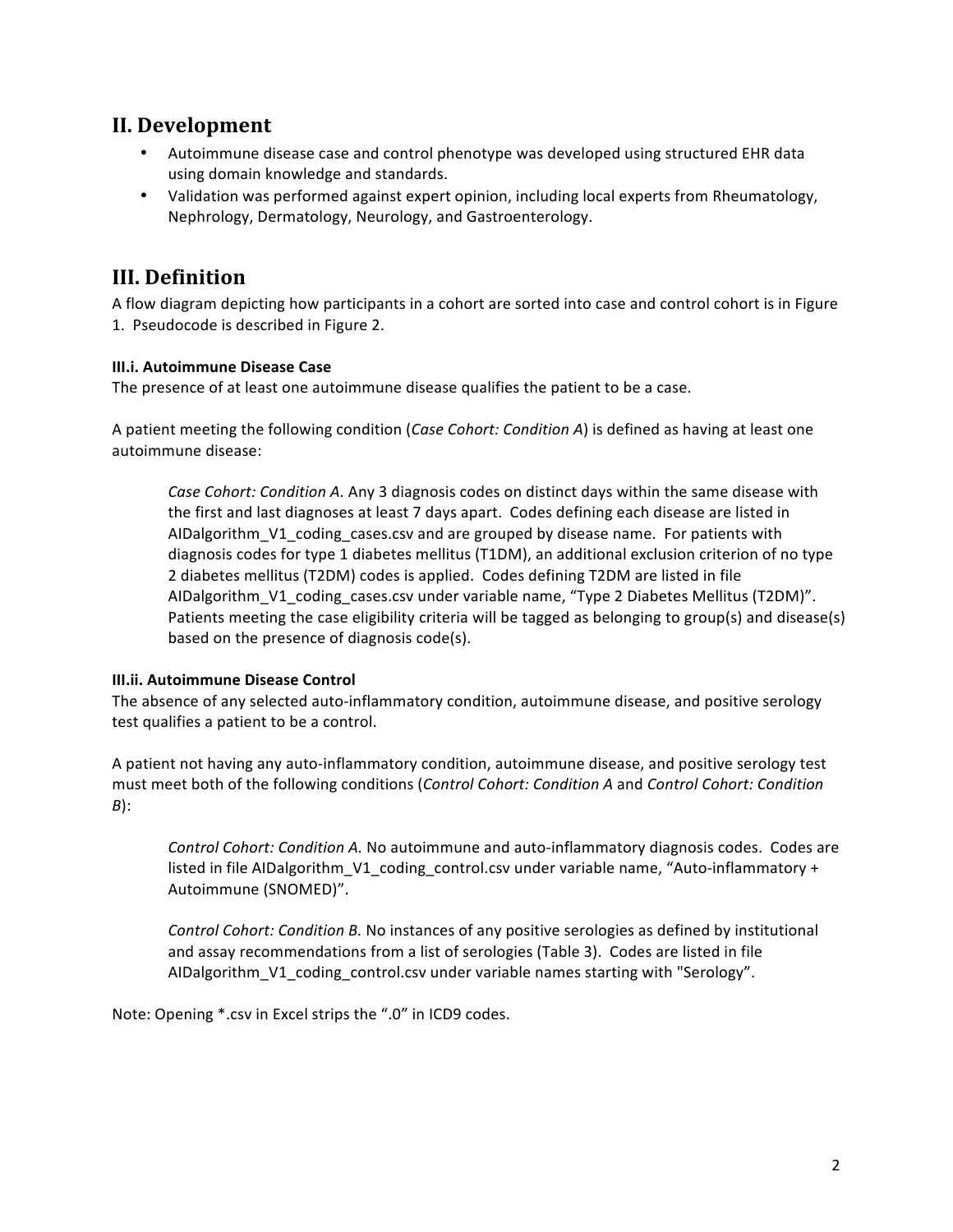## II. Development

- Autoimmune disease case and control phenotype was developed using structured EHR data using domain knowledge and standards.
- Validation was performed against expert opinion, including local experts from Rheumatology, Nephrology, Dermatology, Neurology, and Gastroenterology.

## III. Definition

A flow diagram depicting how participants in a cohort are sorted into case and control cohort is in Figure 1. Pseudocode is described in Figure 2.

#### III.i. Autoimmune Disease Case

The presence of at least one autoimmune disease qualifies the patient to be a case.

A patient meeting the following condition (*Case Cohort: Condition A*) is defined as having at least one autoimmune disease:

> *Case Cohort: Condition A.* Any 3 diagnosis codes on distinct days within the same disease with the first and last diagnoses at least 7 days apart. Codes defining each disease are listed in AIDalgorithm_V1_coding_cases.csv and are grouped by disease name. For patients with diagnosis codes for type 1 diabetes mellitus (T1DM), an additional exclusion criterion of no type 2 diabetes mellitus (T2DM) codes is applied. Codes defining T2DM are listed in file AIDalgorithm_V1_coding_cases.csv under variable name, "Type 2 Diabetes Mellitus (T2DM)". Patients meeting the case eligibility criteria will be tagged as belonging to group(s) and disease(s) based on the presence of diagnosis code(s).

#### III.ii. Autoimmune Disease Control

The absence of any selected auto-inflammatory condition, autoimmune disease, and positive serology test qualifies a patient to be a control.

A patient not having any auto-inflammatory condition, autoimmune disease, and positive serology test must meet both of the following conditions (*Control Cohort: Condition A* and *Control Cohort: Condition B*):

> *Control Cohort: Condition A.* No autoimmune and auto-inflammatory diagnosis codes. Codes are listed in file AIDalgorithm_V1_coding_control.csv under variable name, "Auto-inflammatory + Autoimmune (SNOMED)".
>
> *Control Cohort: Condition B.* No instances of any positive serologies as defined by institutional and assay recommendations from a list of serologies (Table 3). Codes are listed in file AIDalgorithm_V1_coding_control.csv under variable names starting with "Serology".

Note: Opening *.csv in Excel strips the ".0" in ICD9 codes.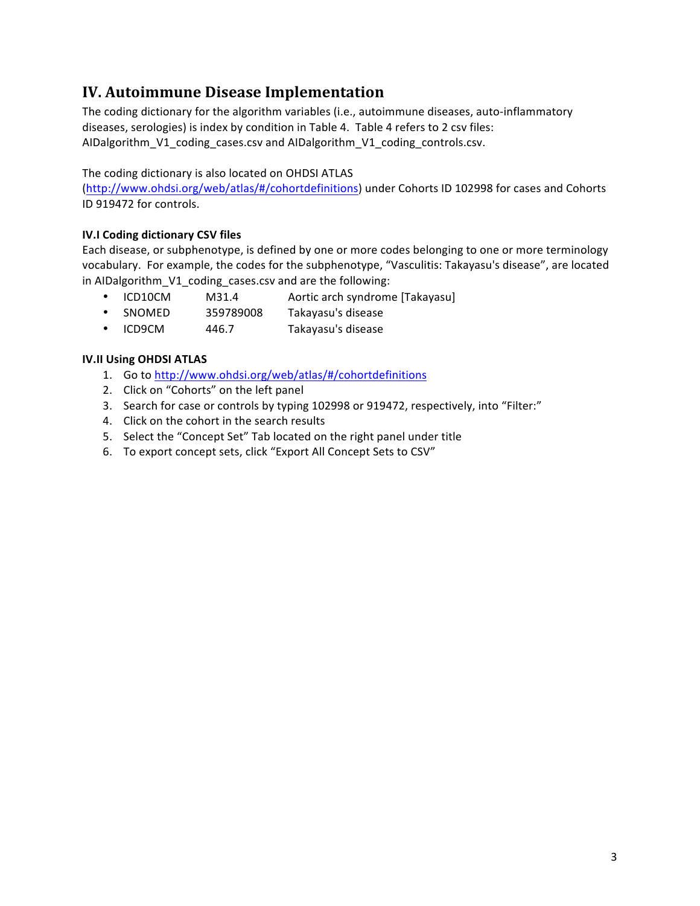## IV. Autoimmune Disease Implementation

The coding dictionary for the algorithm variables (i.e., autoimmune diseases, auto-inflammatory diseases, serologies) is index by condition in Table 4. Table 4 refers to 2 csv files: AIDalgorithm_V1_coding_cases.csv and AIDalgorithm_V1_coding_controls.csv.

The coding dictionary is also located on OHDSI ATLAS (http://www.ohdsi.org/web/atlas/#/cohortdefinitions) under Cohorts ID 102998 for cases and Cohorts ID 919472 for controls.

### IV.I Coding dictionary CSV files

Each disease, or subphenotype, is defined by one or more codes belonging to one or more terminology vocabulary. For example, the codes for the subphenotype, "Vasculitis: Takayasu's disease", are located in AIDalgorithm_V1_coding_cases.csv and are the following:

- ICD10CM M31.4 Aortic arch syndrome [Takayasu]
- SNOMED 359789008 Takayasu's disease
- ICD9CM 446.7 Takayasu's disease

### IV.II Using OHDSI ATLAS

1. Go to http://www.ohdsi.org/web/atlas/#/cohortdefinitions
2. Click on "Cohorts" on the left panel
3. Search for case or controls by typing 102998 or 919472, respectively, into "Filter:"
4. Click on the cohort in the search results
5. Select the "Concept Set" Tab located on the right panel under title
6. To export concept sets, click "Export All Concept Sets to CSV"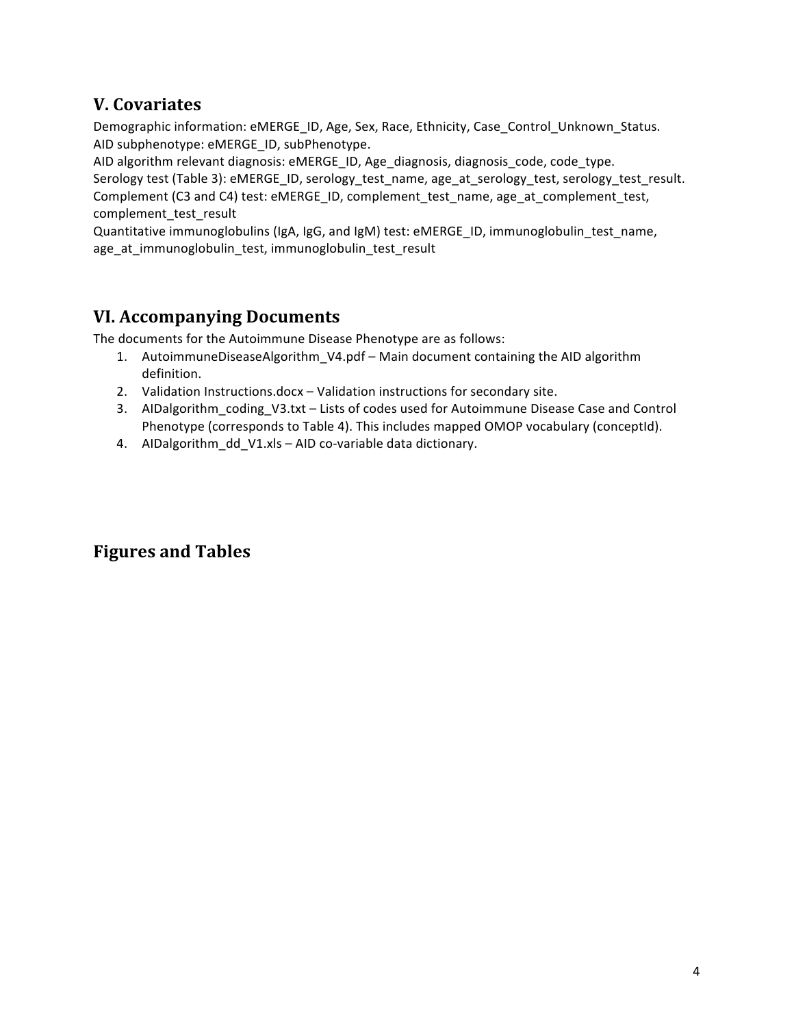## V. Covariates

Demographic information: eMERGE_ID, Age, Sex, Race, Ethnicity, Case_Control_Unknown_Status.
AID subphenotype: eMERGE_ID, subPhenotype.
AID algorithm relevant diagnosis: eMERGE_ID, Age_diagnosis, diagnosis_code, code_type.
Serology test (Table 3): eMERGE_ID, serology_test_name, age_at_serology_test, serology_test_result.
Complement (C3 and C4) test: eMERGE_ID, complement_test_name, age_at_complement_test, complement_test_result
Quantitative immunoglobulins (IgA, IgG, and IgM) test: eMERGE_ID, immunoglobulin_test_name, age_at_immunoglobulin_test, immunoglobulin_test_result

## VI. Accompanying Documents

The documents for the Autoimmune Disease Phenotype are as follows:

1. AutoimmuneDiseaseAlgorithm_V4.pdf – Main document containing the AID algorithm definition.
2. Validation Instructions.docx – Validation instructions for secondary site.
3. AIDalgorithm_coding_V3.txt – Lists of codes used for Autoimmune Disease Case and Control Phenotype (corresponds to Table 4). This includes mapped OMOP vocabulary (conceptId).
4. AIDalgorithm_dd_V1.xls – AID co-variable data dictionary.

## Figures and Tables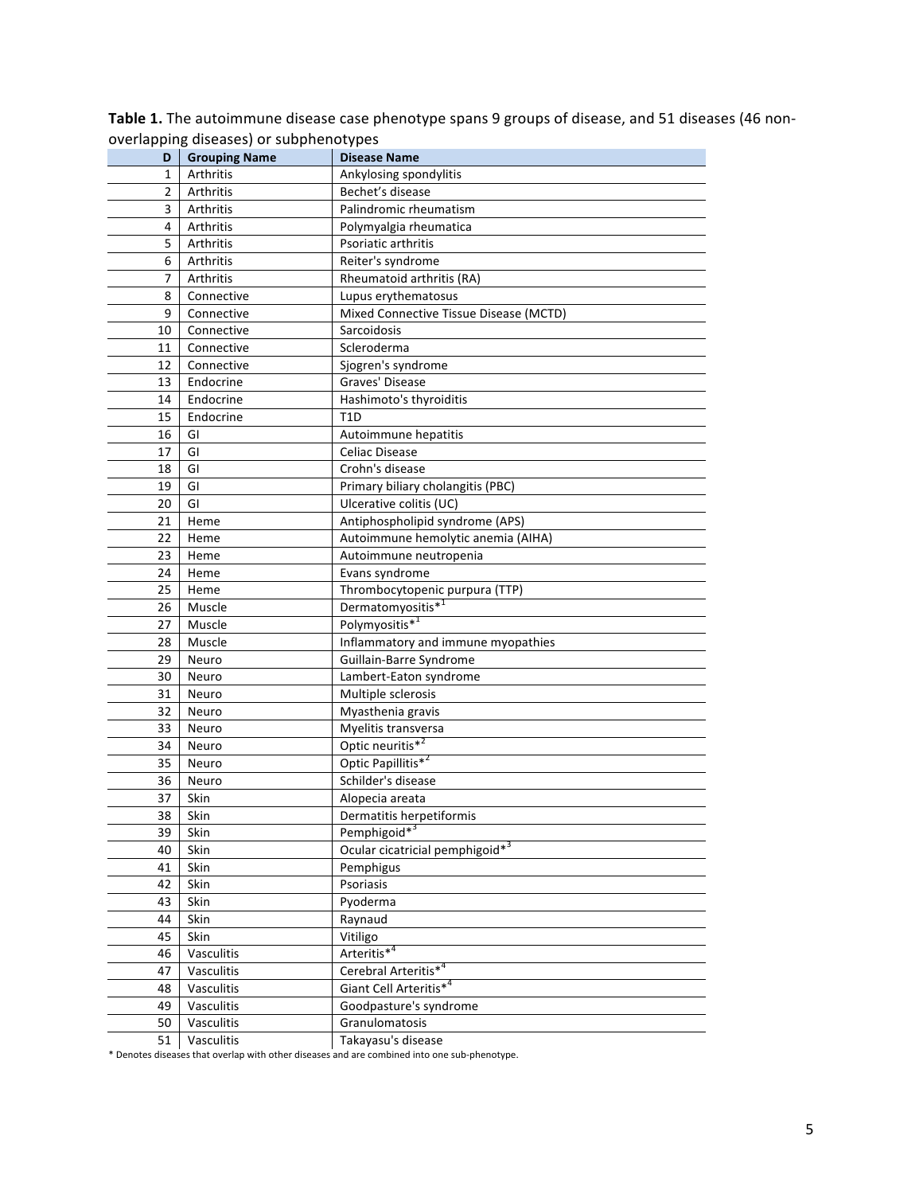**Table 1.** The autoimmune disease case phenotype spans 9 groups of disease, and 51 diseases (46 non-overlapping diseases) or subphenotypes

| D | Grouping Name | Disease Name |
|---|---|---|
| 1 | Arthritis | Ankylosing spondylitis |
| 2 | Arthritis | Bechet's disease |
| 3 | Arthritis | Palindromic rheumatism |
| 4 | Arthritis | Polymyalgia rheumatica |
| 5 | Arthritis | Psoriatic arthritis |
| 6 | Arthritis | Reiter's syndrome |
| 7 | Arthritis | Rheumatoid arthritis (RA) |
| 8 | Connective | Lupus erythematosus |
| 9 | Connective | Mixed Connective Tissue Disease (MCTD) |
| 10 | Connective | Sarcoidosis |
| 11 | Connective | Scleroderma |
| 12 | Connective | Sjogren's syndrome |
| 13 | Endocrine | Graves' Disease |
| 14 | Endocrine | Hashimoto's thyroiditis |
| 15 | Endocrine | T1D |
| 16 | GI | Autoimmune hepatitis |
| 17 | GI | Celiac Disease |
| 18 | GI | Crohn's disease |
| 19 | GI | Primary biliary cholangitis (PBC) |
| 20 | GI | Ulcerative colitis (UC) |
| 21 | Heme | Antiphospholipid syndrome (APS) |
| 22 | Heme | Autoimmune hemolytic anemia (AIHA) |
| 23 | Heme | Autoimmune neutropenia |
| 24 | Heme | Evans syndrome |
| 25 | Heme | Thrombocytopenic purpura (TTP) |
| 26 | Muscle | Dermatomyositis*[1] |
| 27 | Muscle | Polymyositis*[1] |
| 28 | Muscle | Inflammatory and immune myopathies |
| 29 | Neuro | Guillain-Barre Syndrome |
| 30 | Neuro | Lambert-Eaton syndrome |
| 31 | Neuro | Multiple sclerosis |
| 32 | Neuro | Myasthenia gravis |
| 33 | Neuro | Myelitis transversa |
| 34 | Neuro | Optic neuritis*[2] |
| 35 | Neuro | Optic Papillitis*[2] |
| 36 | Neuro | Schilder's disease |
| 37 | Skin | Alopecia areata |
| 38 | Skin | Dermatitis herpetiformis |
| 39 | Skin | Pemphigoid*[3] |
| 40 | Skin | Ocular cicatricial pemphigoid*[3] |
| 41 | Skin | Pemphigus |
| 42 | Skin | Psoriasis |
| 43 | Skin | Pyoderma |
| 44 | Skin | Raynaud |
| 45 | Skin | Vitiligo |
| 46 | Vasculitis | Arteritis*[4] |
| 47 | Vasculitis | Cerebral Arteritis*[4] |
| 48 | Vasculitis | Giant Cell Arteritis*[4] |
| 49 | Vasculitis | Goodpasture's syndrome |
| 50 | Vasculitis | Granulomatosis |
| 51 | Vasculitis | Takayasu's disease |

\* Denotes diseases that overlap with other diseases and are combined into one sub-phenotype.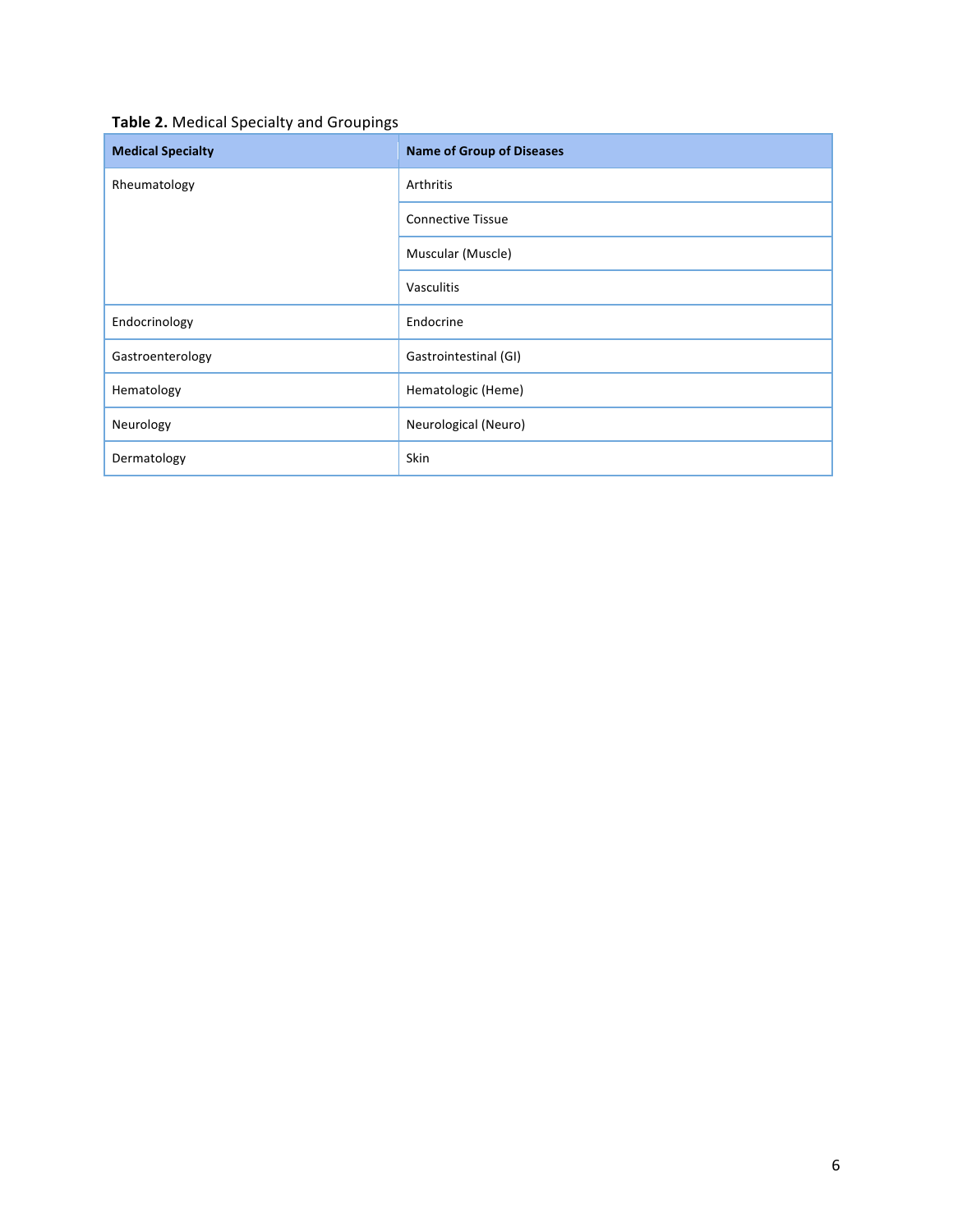**Table 2.** Medical Specialty and Groupings

| Medical Specialty | Name of Group of Diseases |
|---|---|
| Rheumatology | Arthritis |
| | Connective Tissue |
| | Muscular (Muscle) |
| | Vasculitis |
| Endocrinology | Endocrine |
| Gastroenterology | Gastrointestinal (GI) |
| Hematology | Hematologic (Heme) |
| Neurology | Neurological (Neuro) |
| Dermatology | Skin |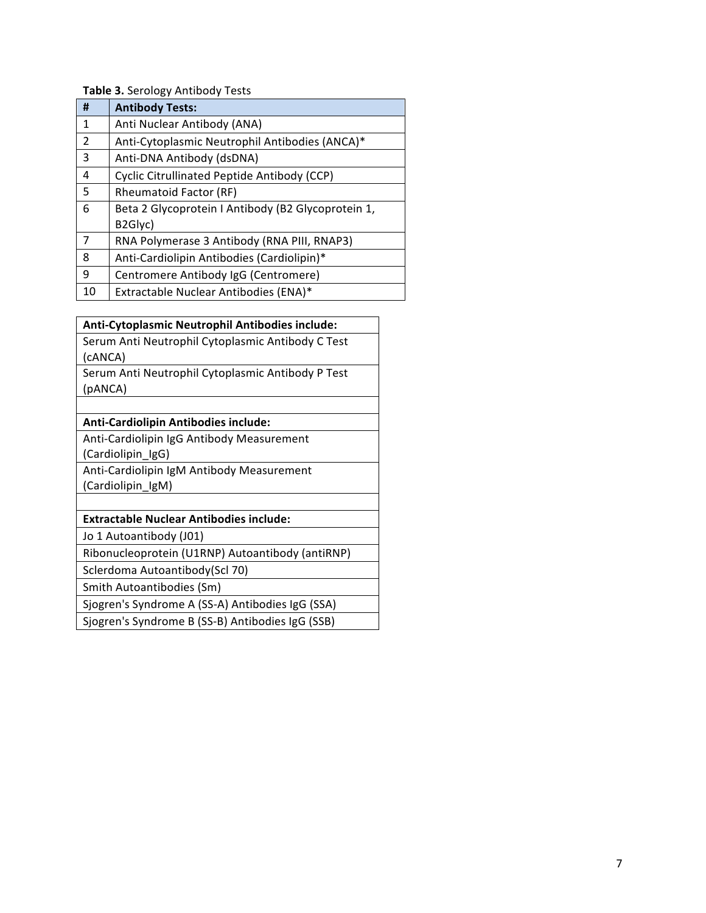**Table 3.** Serology Antibody Tests

| # | Antibody Tests: |
|---|---|
| 1 | Anti Nuclear Antibody (ANA) |
| 2 | Anti-Cytoplasmic Neutrophil Antibodies (ANCA)* |
| 3 | Anti-DNA Antibody (dsDNA) |
| 4 | Cyclic Citrullinated Peptide Antibody (CCP) |
| 5 | Rheumatoid Factor (RF) |
| 6 | Beta 2 Glycoprotein I Antibody (B2 Glycoprotein 1, B2Glyc) |
| 7 | RNA Polymerase 3 Antibody (RNA PIII, RNAP3) |
| 8 | Anti-Cardiolipin Antibodies (Cardiolipin)* |
| 9 | Centromere Antibody IgG (Centromere) |
| 10 | Extractable Nuclear Antibodies (ENA)* |

| **Anti-Cytoplasmic Neutrophil Antibodies include:** |
|---|
| Serum Anti Neutrophil Cytoplasmic Antibody C Test (cANCA) |
| Serum Anti Neutrophil Cytoplasmic Antibody P Test (pANCA) |
| |
| **Anti-Cardiolipin Antibodies include:** |
| Anti-Cardiolipin IgG Antibody Measurement (Cardiolipin_IgG) |
| Anti-Cardiolipin IgM Antibody Measurement (Cardiolipin_IgM) |
| |
| **Extractable Nuclear Antibodies include:** |
| Jo 1 Autoantibody (J01) |
| Ribonucleoprotein (U1RNP) Autoantibody (antiRNP) |
| Sclerdoma Autoantibody(Scl 70) |
| Smith Autoantibodies (Sm) |
| Sjogren's Syndrome A (SS-A) Antibodies IgG (SSA) |
| Sjogren's Syndrome B (SS-B) Antibodies IgG (SSB) |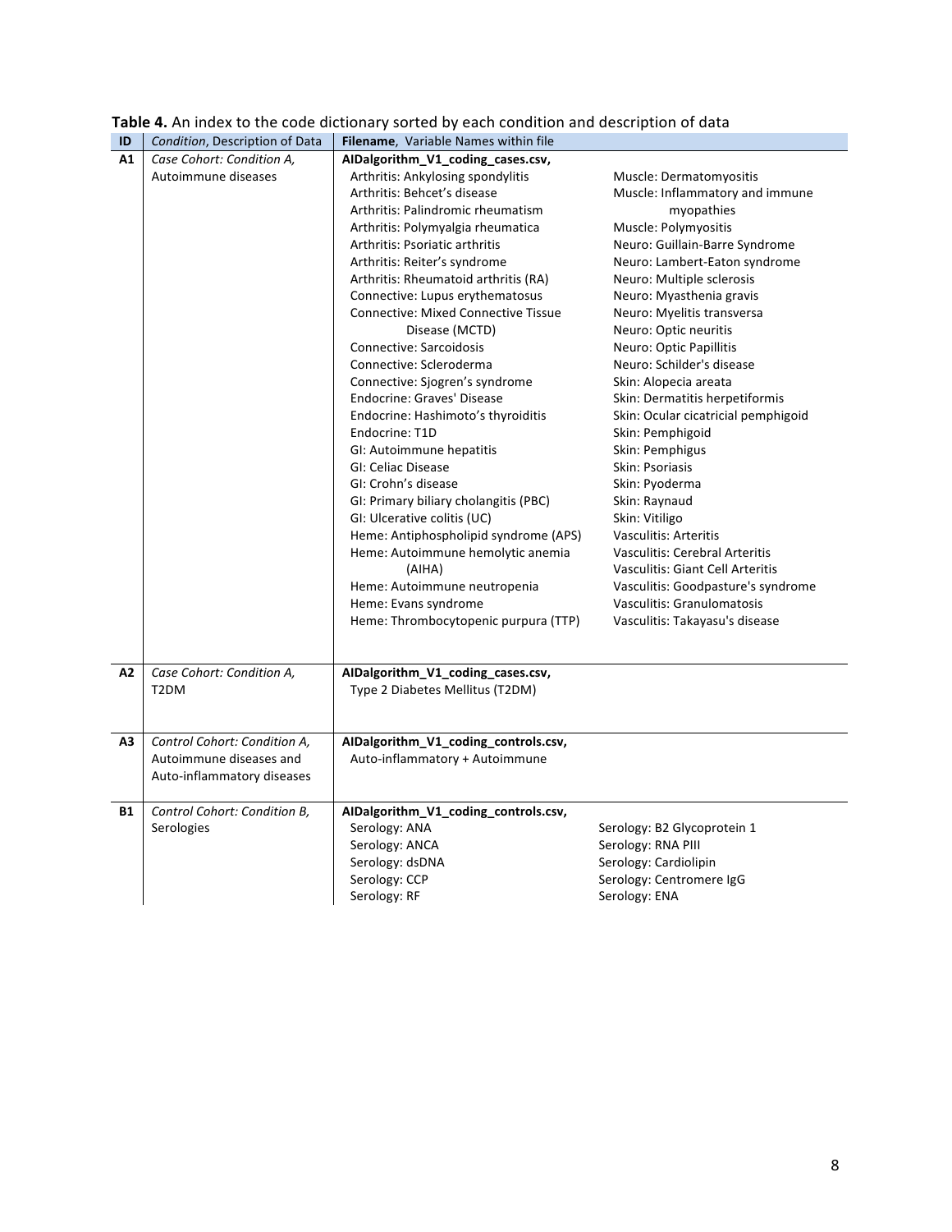**Table 4.** An index to the code dictionary sorted by each condition and description of data

| ID | *Condition*, Description of Data | **Filename**, Variable Names within file | |
|---|---|---|---|
| **A1** | *Case Cohort: Condition A,* Autoimmune diseases | **AIDalgorithm_V1_coding_cases.csv,** | |
| | | Arthritis: Ankylosing spondylitis | Muscle: Dermatomyositis |
| | | Arthritis: Behcet's disease | Muscle: Inflammatory and immune myopathies |
| | | Arthritis: Palindromic rheumatism | Muscle: Polymyositis |
| | | Arthritis: Polymyalgia rheumatica | Neuro: Guillain-Barre Syndrome |
| | | Arthritis: Psoriatic arthritis | Neuro: Lambert-Eaton syndrome |
| | | Arthritis: Reiter's syndrome | Neuro: Multiple sclerosis |
| | | Arthritis: Rheumatoid arthritis (RA) | Neuro: Myasthenia gravis |
| | | Connective: Lupus erythematosus | Neuro: Myelitis transversa |
| | | Connective: Mixed Connective Tissue Disease (MCTD) | Neuro: Optic neuritis |
| | | Connective: Sarcoidosis | Neuro: Optic Papillitis |
| | | Connective: Scleroderma | Neuro: Schilder's disease |
| | | Connective: Sjogren's syndrome | Skin: Alopecia areata |
| | | Endocrine: Graves' Disease | Skin: Dermatitis herpetiformis |
| | | Endocrine: Hashimoto's thyroiditis | Skin: Ocular cicatricial pemphigoid |
| | | Endocrine: T1D | Skin: Pemphigoid |
| | | GI: Autoimmune hepatitis | Skin: Pemphigus |
| | | GI: Celiac Disease | Skin: Psoriasis |
| | | GI: Crohn's disease | Skin: Pyoderma |
| | | GI: Primary biliary cholangitis (PBC) | Skin: Raynaud |
| | | GI: Ulcerative colitis (UC) | Skin: Vitiligo |
| | | Heme: Antiphospholipid syndrome (APS) | Vasculitis: Arteritis |
| | | Heme: Autoimmune hemolytic anemia (AIHA) | Vasculitis: Cerebral Arteritis |
| | | | Vasculitis: Giant Cell Arteritis |
| | | Heme: Autoimmune neutropenia | Vasculitis: Goodpasture's syndrome |
| | | Heme: Evans syndrome | Vasculitis: Granulomatosis |
| | | Heme: Thrombocytopenic purpura (TTP) | Vasculitis: Takayasu's disease |
| **A2** | *Case Cohort: Condition A,* T2DM | **AIDalgorithm_V1_coding_cases.csv,** | |
| | | Type 2 Diabetes Mellitus (T2DM) | |
| **A3** | *Control Cohort: Condition A,* Autoimmune diseases and Auto-inflammatory diseases | **AIDalgorithm_V1_coding_controls.csv,** | |
| | | Auto-inflammatory + Autoimmune | |
| **B1** | *Control Cohort: Condition B,* Serologies | **AIDalgorithm_V1_coding_controls.csv,** | |
| | | Serology: ANA | Serology: B2 Glycoprotein 1 |
| | | Serology: ANCA | Serology: RNA PIII |
| | | Serology: dsDNA | Serology: Cardiolipin |
| | | Serology: CCP | Serology: Centromere IgG |
| | | Serology: RF | Serology: ENA |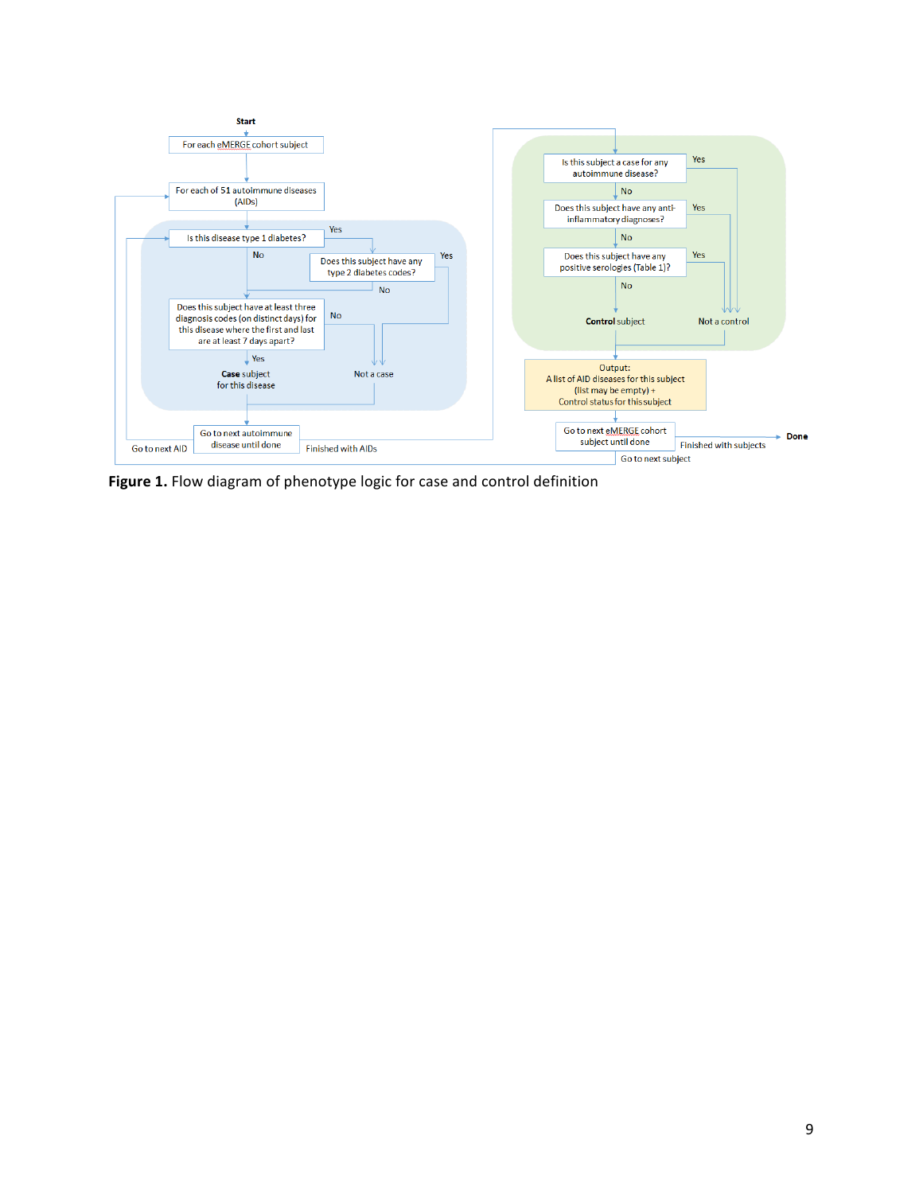Start

For each eMERGE cohort subject

For each of 51 autoimmune diseases (AIDs)

Is this disease type 1 diabetes?

Yes

Does this subject have any type 2 diabetes codes?

Yes

No

No

Does this subject have at least three diagnosis codes (on distinct days) for this disease where the first and last are at least 7 days apart?

No

Yes

**Case** subject for this disease

Not a case

Go to next autoimmune disease until done

Go to next AID

Finished with AIDs

Is this subject a case for any autoimmune disease?

Yes

No

Does this subject have any anti-inflammatory diagnoses?

Yes

No

Does this subject have any positive serologies (Table 1)?

Yes

No

**Control** subject

Not a control

Output:
A list of AID diseases for this subject (list may be empty) +
Control status for this subject

Go to next eMERGE cohort subject until done

Finished with subjects

**Done**

Go to next subject

**Figure 1.** Flow diagram of phenotype logic for case and control definition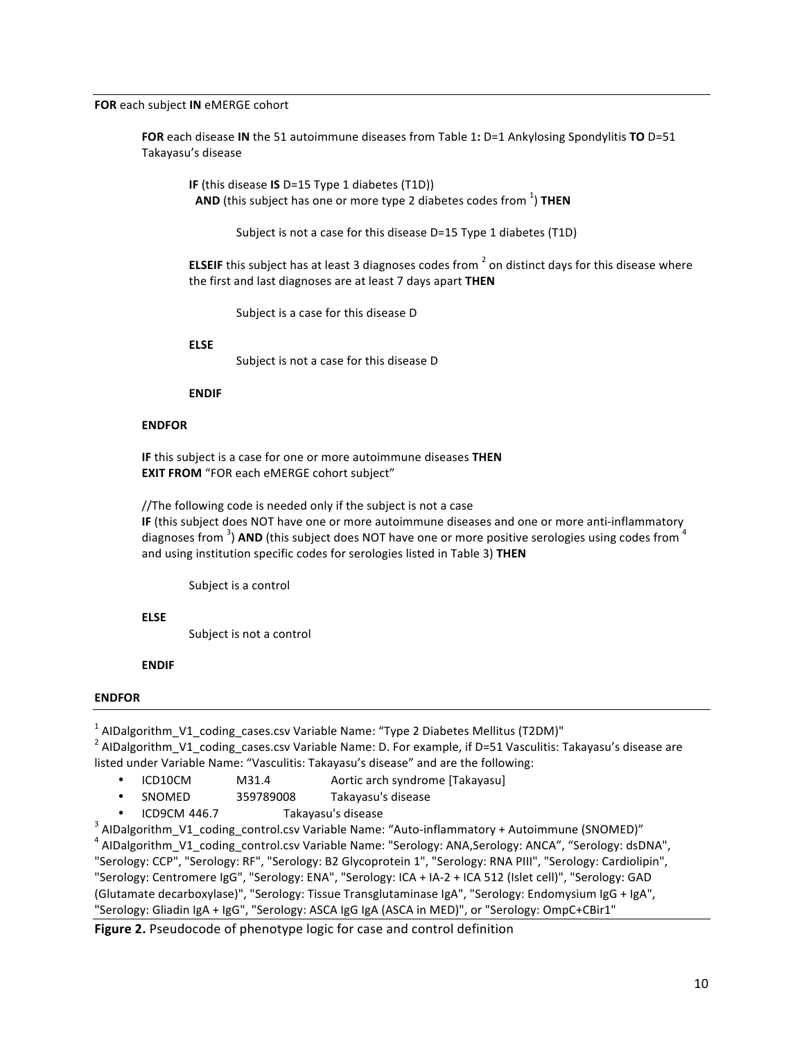```
FOR each subject IN eMERGE cohort

    FOR each disease IN the 51 autoimmune diseases from Table 1: D=1 Ankylosing Spondylitis TO D=51
    Takayasu's disease

        IF (this disease IS D=15 Type 1 diabetes (T1D))
          AND (this subject has one or more type 2 diabetes codes from [1]) THEN

            Subject is not a case for this disease D=15 Type 1 diabetes (T1D)

        ELSEIF this subject has at least 3 diagnoses codes from [2] on distinct days for this disease where
        the first and last diagnoses are at least 7 days apart THEN

            Subject is a case for this disease D

        ELSE
            Subject is not a case for this disease D

        ENDIF

    ENDFOR

    IF this subject is a case for one or more autoimmune diseases THEN
    EXIT FROM "FOR each eMERGE cohort subject"

    //The following code is needed only if the subject is not a case
    IF (this subject does NOT have one or more autoimmune diseases and one or more anti-inflammatory
    diagnoses from [3]) AND (this subject does NOT have one or more positive serologies using codes from [4]
    and using institution specific codes for serologies listed in Table 3) THEN

        Subject is a control

    ELSE
        Subject is not a control

    ENDIF

ENDFOR
```

[1] AIDalgorithm_V1_coding_cases.csv Variable Name: "Type 2 Diabetes Mellitus (T2DM)"

[2] AIDalgorithm_V1_coding_cases.csv Variable Name: D. For example, if D=51 Vasculitis: Takayasu's disease are listed under Variable Name: "Vasculitis: Takayasu's disease" and are the following:

- ICD10CM M31.4 Aortic arch syndrome [Takayasu]
- SNOMED 359789008 Takayasu's disease
- ICD9CM 446.7 Takayasu's disease

[3] AIDalgorithm_V1_coding_control.csv Variable Name: "Auto-inflammatory + Autoimmune (SNOMED)"

[4] AIDalgorithm_V1_coding_control.csv Variable Name: "Serology: ANA,Serology: ANCA", "Serology: dsDNA", "Serology: CCP", "Serology: RF", "Serology: B2 Glycoprotein 1", "Serology: RNA PIII", "Serology: Cardiolipin", "Serology: Centromere IgG", "Serology: ENA", "Serology: ICA + IA-2 + ICA 512 (Islet cell)", "Serology: GAD (Glutamate decarboxylase)", "Serology: Tissue Transglutaminase IgA", "Serology: Endomysium IgG + IgA", "Serology: Gliadin IgA + IgG", "Serology: ASCA IgG IgA (ASCA in MED)", or "Serology: OmpC+CBir1"

**Figure 2.** Pseudocode of phenotype logic for case and control definition